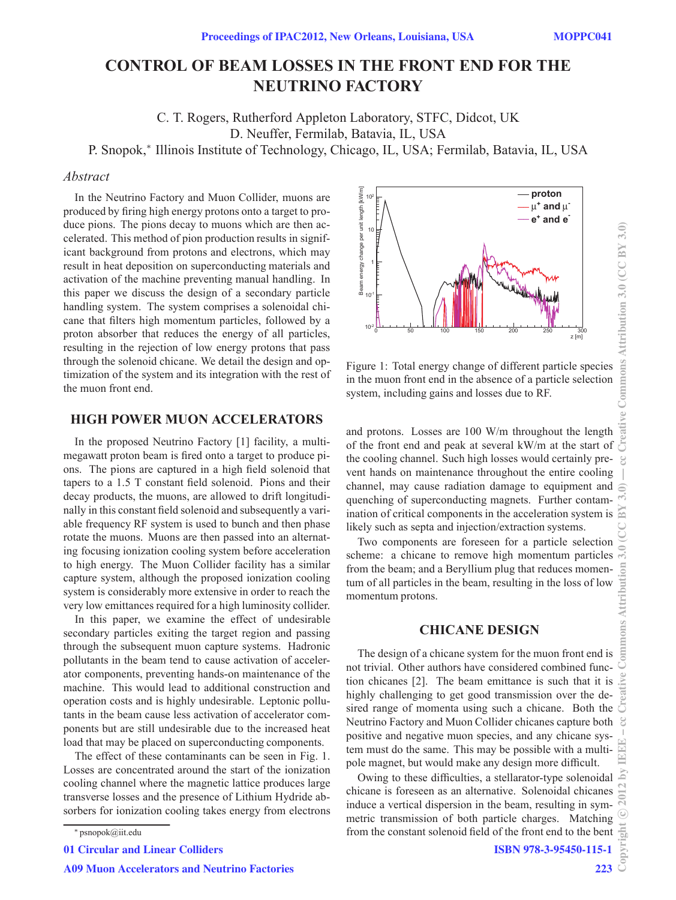# CONTROL OF BEAM LOSSES IN THE FRONT END FOR THE NEUTRINO FACTORY

C. T. Rogers, Rutherford Appleton Laboratory, STFC, Didcot, UK
D. Neuffer, Fermilab, Batavia, IL, USA
P. Snopok,* Illinois Institute of Technology, Chicago, IL, USA; Fermilab, Batavia, IL, USA

## Abstract

In the Neutrino Factory and Muon Collider, muons are produced by firing high energy protons onto a target to produce pions. The pions decay to muons which are then accelerated. This method of pion production results in significant background from protons and electrons, which may result in heat deposition on superconducting materials and activation of the machine preventing manual handling. In this paper we discuss the design of a secondary particle handling system. The system comprises a solenoidal chicane that filters high momentum particles, followed by a proton absorber that reduces the energy of all particles, resulting in the rejection of low energy protons that pass through the solenoid chicane. We detail the design and optimization of the system and its integration with the rest of the muon front end.

## HIGH POWER MUON ACCELERATORS

In the proposed Neutrino Factory [1] facility, a multi-megawatt proton beam is fired onto a target to produce pions. The pions are captured in a high field solenoid that tapers to a 1.5 T constant field solenoid. Pions and their decay products, the muons, are allowed to drift longitudinally in this constant field solenoid and subsequently a variable frequency RF system is used to bunch and then phase rotate the muons. Muons are then passed into an alternating focusing ionization cooling system before acceleration to high energy. The Muon Collider facility has a similar capture system, although the proposed ionization cooling system is considerably more extensive in order to reach the very low emittances required for a high luminosity collider.

In this paper, we examine the effect of undesirable secondary particles exiting the target region and passing through the subsequent muon capture systems. Hadronic pollutants in the beam tend to cause activation of accelerator components, preventing hands-on maintenance of the machine. This would lead to additional construction and operation costs and is highly undesirable. Leptonic pollutants in the beam cause less activation of accelerator components but are still undesirable due to the increased heat load that may be placed on superconducting components.

The effect of these contaminants can be seen in Fig. 1. Losses are concentrated around the start of the ionization cooling channel where the magnetic lattice produces large transverse losses and the presence of Lithium Hydride absorbers for ionization cooling takes energy from electrons and protons. Losses are 100 W/m throughout the length of the front end and peak at several kW/m at the start of the cooling channel. Such high losses would certainly prevent hands on maintenance throughout the entire cooling channel, may cause radiation damage to equipment and quenching of superconducting magnets. Further contamination of critical components in the acceleration system is likely such as septa and injection/extraction systems.

Figure 1: Total energy change of different particle species in the muon front end in the absence of a particle selection system, including gains and losses due to RF.

Two components are foreseen for a particle selection scheme: a chicane to remove high momentum particles from the beam; and a Beryllium plug that reduces momentum of all particles in the beam, resulting in the loss of low momentum protons.

## CHICANE DESIGN

The design of a chicane system for the muon front end is not trivial. Other authors have considered combined function chicanes [2]. The beam emittance is such that it is highly challenging to get good transmission over the desired range of momenta using such a chicane. Both the Neutrino Factory and Muon Collider chicanes capture both positive and negative muon species, and any chicane system must do the same. This may be possible with a multipole magnet, but would make any design more difficult.

Owing to these difficulties, a stellarator-type solenoidal chicane is foreseen as an alternative. Solenoidal chicanes induce a vertical dispersion in the beam, resulting in symmetric transmission of both particle charges. Matching from the constant solenoid field of the front end to the bent

* psnopok@iit.edu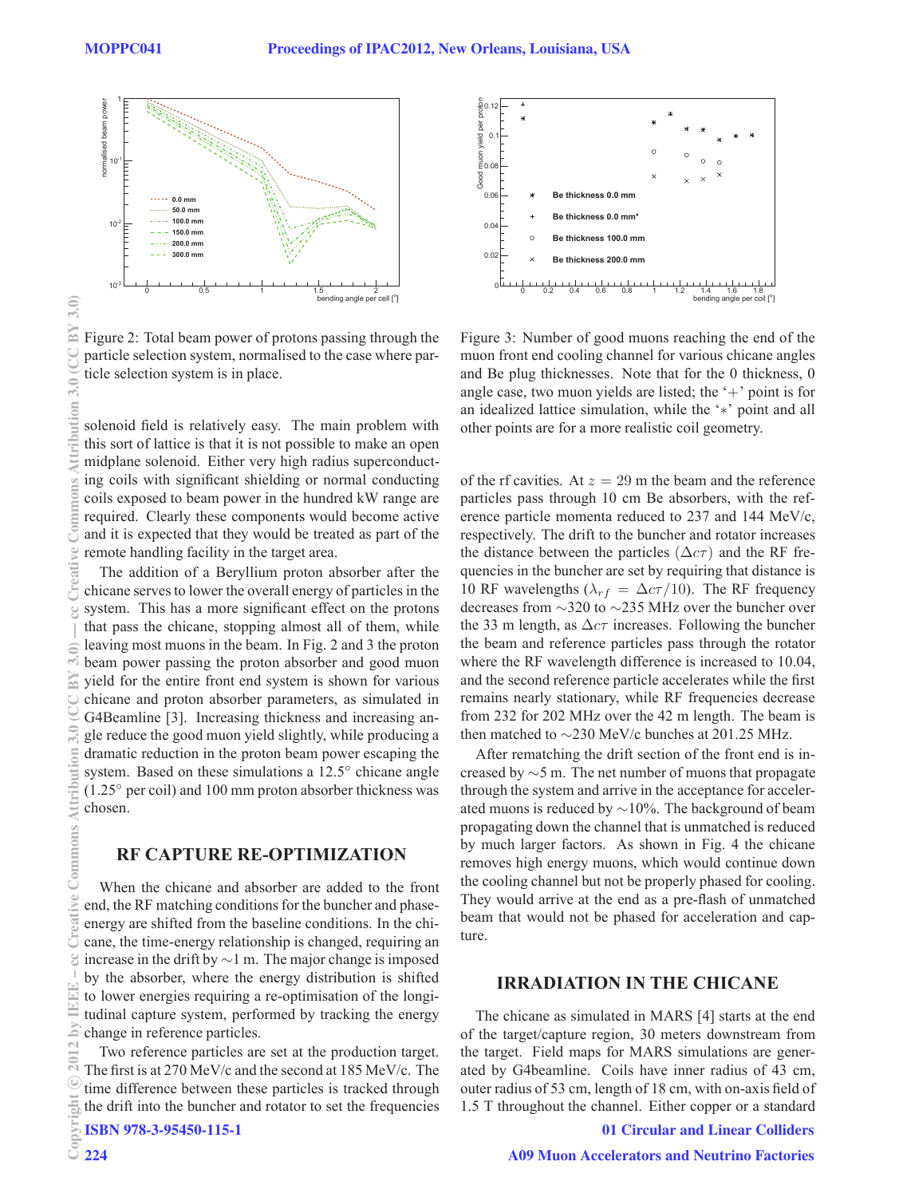Figure 2: Total beam power of protons passing through the particle selection system, normalised to the case where particle selection system is in place.

Figure 3: Number of good muons reaching the end of the muon front end cooling channel for various chicane angles and Be plug thicknesses. Note that for the 0 thickness, 0 angle case, two muon yields are listed; the '+' point is for an idealized lattice simulation, while the '∗' point and all other points are for a more realistic coil geometry.

solenoid field is relatively easy. The main problem with this sort of lattice is that it is not possible to make an open midplane solenoid. Either very high radius superconducting coils with significant shielding or normal conducting coils exposed to beam power in the hundred kW range are required. Clearly these components would become active and it is expected that they would be treated as part of the remote handling facility in the target area.

The addition of a Beryllium proton absorber after the chicane serves to lower the overall energy of particles in the system. This has a more significant effect on the protons that pass the chicane, stopping almost all of them, while leaving most muons in the beam. In Fig. 2 and 3 the proton beam power passing the proton absorber and good muon yield for the entire front end system is shown for various chicane and proton absorber parameters, as simulated in G4Beamline [3]. Increasing thickness and increasing angle reduce the good muon yield slightly, while producing a dramatic reduction in the proton beam power escaping the system. Based on these simulations a 12.5° chicane angle (1.25° per coil) and 100 mm proton absorber thickness was chosen.

## RF CAPTURE RE-OPTIMIZATION

When the chicane and absorber are added to the front end, the RF matching conditions for the buncher and phase-energy are shifted from the baseline conditions. In the chicane, the time-energy relationship is changed, requiring an increase in the drift by ∼1 m. The major change is imposed by the absorber, where the energy distribution is shifted to lower energies requiring a re-optimisation of the longitudinal capture system, performed by tracking the energy change in reference particles.

Two reference particles are set at the production target. The first is at 270 MeV/c and the second at 185 MeV/c. The time difference between these particles is tracked through the drift into the buncher and rotator to set the frequencies of the rf cavities. At $z = 29$ m the beam and the reference particles pass through 10 cm Be absorbers, with the reference particle momenta reduced to 237 and 144 MeV/c, respectively. The drift to the buncher and rotator increases the distance between the particles ($\Delta c\tau$) and the RF frequencies in the buncher are set by requiring that distance is 10 RF wavelengths ($\lambda_{rf} = \Delta c\tau/10$). The RF frequency decreases from ∼320 to ∼235 MHz over the buncher over the 33 m length, as $\Delta c\tau$ increases. Following the buncher the beam and reference particles pass through the rotator where the RF wavelength difference is increased to 10.04, and the second reference particle accelerates while the first remains nearly stationary, while RF frequencies decrease from 232 for 202 MHz over the 42 m length. The beam is then matched to ∼230 MeV/c bunches at 201.25 MHz.

After rematching the drift section of the front end is increased by ∼5 m. The net number of muons that propagate through the system and arrive in the acceptance for accelerated muons is reduced by ∼10%. The background of beam propagating down the channel that is unmatched is reduced by much larger factors. As shown in Fig. 4 the chicane removes high energy muons, which would continue down the cooling channel but not be properly phased for cooling. They would arrive at the end as a pre-flash of unmatched beam that would not be phased for acceleration and capture.

## IRRADIATION IN THE CHICANE

The chicane as simulated in MARS [4] starts at the end of the target/capture region, 30 meters downstream from the target. Field maps for MARS simulations are generated by G4beamline. Coils have inner radius of 43 cm, outer radius of 53 cm, length of 18 cm, with on-axis field of 1.5 T throughout the channel. Either copper or a standard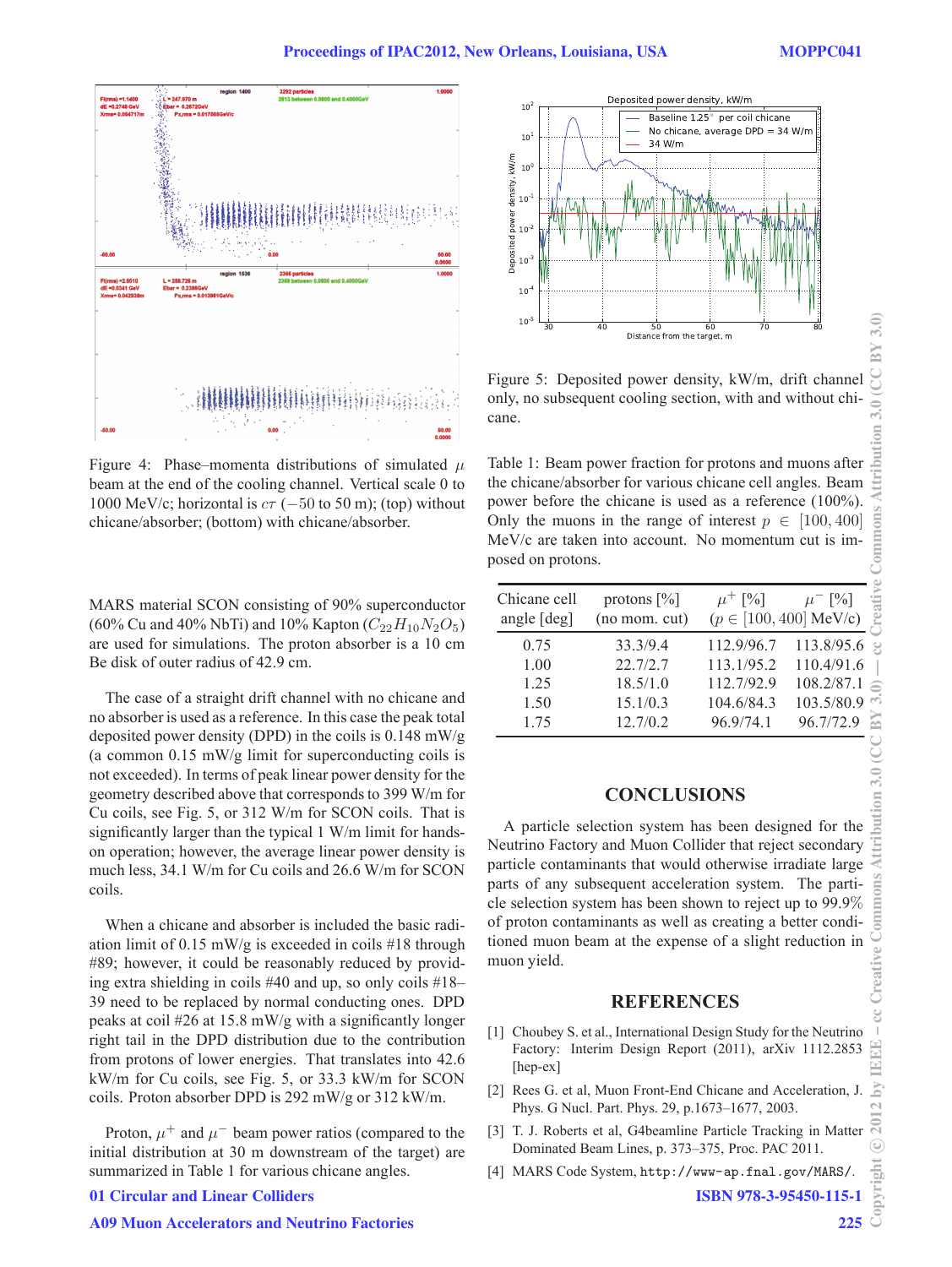region 1400

F(rms) =1.1400
dE =0.2748 GeV
Xrms= 0.064717m

L = 247.970 m
Ebar = 0.2672GeV
Px,rms = 0.017665GeV/c

3292 particles
2813 between 0.0800 and 0.4000GeV

1.0000

-50.00

0.00

50.00
0.0000

region 1536

F(rms) =2.6010
dE =0.0341 GeV
Xrms= 0.042938m

L = 256.726 m
Ebar = 0.2380GeV
Px,rms = 0.013981GeV/c

2365 particles
2360 between 0.0800 and 0.4000GeV

1.0000

-50.00

0.00

50.00
0.0000

Figure 4: Phase–momenta distributions of simulated $\mu$ beam at the end of the cooling channel. Vertical scale 0 to 1000 MeV/c; horizontal is $c\tau$ ($-50$ to 50 m); (top) without chicane/absorber; (bottom) with chicane/absorber.

MARS material SCON consisting of 90% superconductor (60% Cu and 40% NbTi) and 10% Kapton ($C_{22}H_{10}N_2O_5$) are used for simulations. The proton absorber is a 10 cm Be disk of outer radius of 42.9 cm.

The case of a straight drift channel with no chicane and no absorber is used as a reference. In this case the peak total deposited power density (DPD) in the coils is 0.148 mW/g (a common 0.15 mW/g limit for superconducting coils is not exceeded). In terms of peak linear power density for the geometry described above that corresponds to 399 W/m for Cu coils, see Fig. 5, or 312 W/m for SCON coils. That is significantly larger than the typical 1 W/m limit for hands-on operation; however, the average linear power density is much less, 34.1 W/m for Cu coils and 26.6 W/m for SCON coils.

When a chicane and absorber is included the basic radiation limit of 0.15 mW/g is exceeded in coils #18 through #89; however, it could be reasonably reduced by providing extra shielding in coils #40 and up, so only coils #18–39 need to be replaced by normal conducting ones. DPD peaks at coil #26 at 15.8 mW/g with a significantly longer right tail in the DPD distribution due to the contribution from protons of lower energies. That translates into 42.6 kW/m for Cu coils, see Fig. 5, or 33.3 kW/m for SCON coils. Proton absorber DPD is 292 mW/g or 312 kW/m.

Proton, $\mu^+$ and $\mu^-$ beam power ratios (compared to the initial distribution at 30 m downstream of the target) are summarized in Table 1 for various chicane angles.

Deposited power density, kW/m

Baseline 1.25° per coil chicane
No chicane, average DPD = 34 W/m
34 W/m

Deposited power density, kW/m

$10^2$
$10^1$
$10^0$
$10^{-1}$
$10^{-2}$
$10^{-3}$
$10^{-4}$
$10^{-5}$

30 40 50 60 70 80

Distance from the target, m

Figure 5: Deposited power density, kW/m, drift channel only, no subsequent cooling section, with and without chicane.

Table 1: Beam power fraction for protons and muons after the chicane/absorber for various chicane cell angles. Beam power before the chicane is used as a reference (100%). Only the muons in the range of interest $p \in [100, 400]$ MeV/c are taken into account. No momentum cut is imposed on protons.

| Chicane cell angle [deg] | protons [%] (no mom. cut) | $\mu^+$ [%] ($p \in [100, 400]$ MeV/c) | $\mu^-$ [%] |
|---|---|---|---|
| 0.75 | 33.3/9.4 | 112.9/96.7 | 113.8/95.6 |
| 1.00 | 22.7/2.7 | 113.1/95.2 | 110.4/91.6 |
| 1.25 | 18.5/1.0 | 112.7/92.9 | 108.2/87.1 |
| 1.50 | 15.1/0.3 | 104.6/84.3 | 103.5/80.9 |
| 1.75 | 12.7/0.2 | 96.9/74.1 | 96.7/72.9 |

## CONCLUSIONS

A particle selection system has been designed for the Neutrino Factory and Muon Collider that reject secondary particle contaminants that would otherwise irradiate large parts of any subsequent acceleration system. The particle selection system has been shown to reject up to 99.9% of proton contaminants as well as creating a better conditioned muon beam at the expense of a slight reduction in muon yield.

## REFERENCES

[1] Choubey S. et al., International Design Study for the Neutrino Factory: Interim Design Report (2011), arXiv 1112.2853 [hep-ex]

[2] Rees G. et al, Muon Front-End Chicane and Acceleration, J. Phys. G Nucl. Part. Phys. 29, p.1673–1677, 2003.

[3] T. J. Roberts et al, G4beamline Particle Tracking in Matter Dominated Beam Lines, p. 373–375, Proc. PAC 2011.

[4] MARS Code System, http://www-ap.fnal.gov/MARS/.